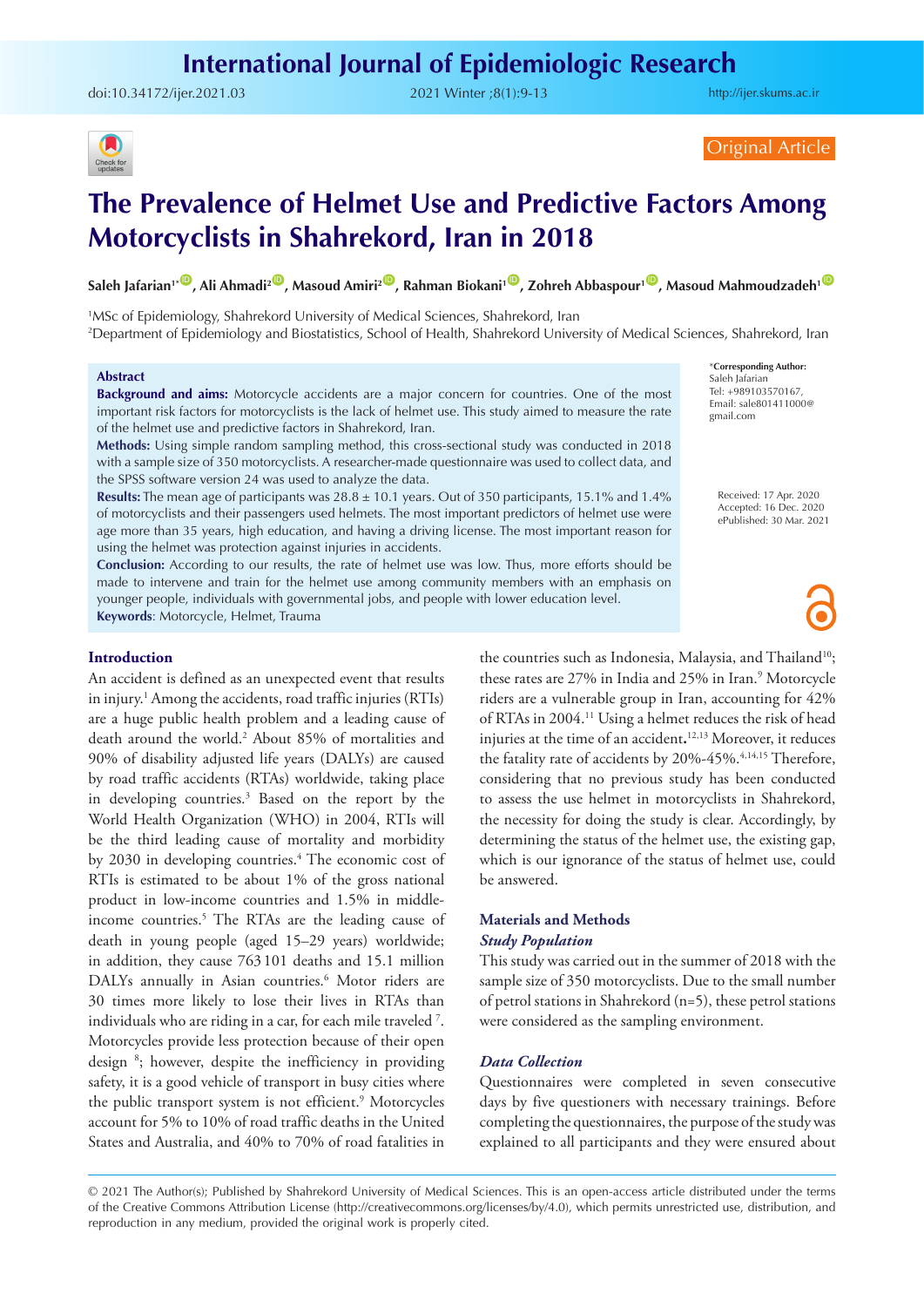Original Article

# The Prevalence of Helmet Use and Predictive Factors Among Motorcyclists in Shahrekord, Iran in 2018

**Saleh Jafarian[1*], Ali Ahmadi[2], Masoud Amiri[2], Rahman Biokani[1], Zohreh Abbaspour[1], Masoud Mahmoudzadeh[1]**

[1]MSc of Epidemiology, Shahrekord University of Medical Sciences, Shahrekord, Iran
[2]Department of Epidemiology and Biostatistics, School of Health, Shahrekord University of Medical Sciences, Shahrekord, Iran

*Corresponding Author: Saleh Jafarian
Tel: +989103570167,
Email: sale801411000@gmail.com

Received: 17 Apr. 2020
Accepted: 16 Dec. 2020
ePublished: 30 Mar. 2021

## Abstract

**Background and aims:** Motorcycle accidents are a major concern for countries. One of the most important risk factors for motorcyclists is the lack of helmet use. This study aimed to measure the rate of the helmet use and predictive factors in Shahrekord, Iran.

**Methods:** Using simple random sampling method, this cross-sectional study was conducted in 2018 with a sample size of 350 motorcyclists. A researcher-made questionnaire was used to collect data, and the SPSS software version 24 was used to analyze the data.

**Results:** The mean age of participants was 28.8 ± 10.1 years. Out of 350 participants, 15.1% and 1.4% of motorcyclists and their passengers used helmets. The most important predictors of helmet use were age more than 35 years, high education, and having a driving license. The most important reason for using the helmet was protection against injuries in accidents.

**Conclusion:** According to our results, the rate of helmet use was low. Thus, more efforts should be made to intervene and train for the helmet use among community members with an emphasis on younger people, individuals with governmental jobs, and people with lower education level.

**Keywords**: Motorcycle, Helmet, Trauma

## Introduction

An accident is defined as an unexpected event that results in injury.[1] Among the accidents, road traffic injuries (RTIs) are a huge public health problem and a leading cause of death around the world.[2] About 85% of mortalities and 90% of disability adjusted life years (DALYs) are caused by road traffic accidents (RTAs) worldwide, taking place in developing countries.[3] Based on the report by the World Health Organization (WHO) in 2004, RTIs will be the third leading cause of mortality and morbidity by 2030 in developing countries.[4] The economic cost of RTIs is estimated to be about 1% of the gross national product in low-income countries and 1.5% in middle-income countries.[5] The RTAs are the leading cause of death in young people (aged 15–29 years) worldwide; in addition, they cause 763 101 deaths and 15.1 million DALYs annually in Asian countries.[6] Motor riders are 30 times more likely to lose their lives in RTAs than individuals who are riding in a car, for each mile traveled [7]. Motorcycles provide less protection because of their open design [8]; however, despite the inefficiency in providing safety, it is a good vehicle of transport in busy cities where the public transport system is not efficient.[9] Motorcycles account for 5% to 10% of road traffic deaths in the United States and Australia, and 40% to 70% of road fatalities in the countries such as Indonesia, Malaysia, and Thailand[10]; these rates are 27% in India and 25% in Iran.[9] Motorcycle riders are a vulnerable group in Iran, accounting for 42% of RTAs in 2004.[11] Using a helmet reduces the risk of head injuries at the time of an accident.[12,13] Moreover, it reduces the fatality rate of accidents by 20%-45%.[4,14,15] Therefore, considering that no previous study has been conducted to assess the use helmet in motorcyclists in Shahrekord, the necessity for doing the study is clear. Accordingly, by determining the status of the helmet use, the existing gap, which is our ignorance of the status of helmet use, could be answered.

## Materials and Methods

### *Study Population*

This study was carried out in the summer of 2018 with the sample size of 350 motorcyclists. Due to the small number of petrol stations in Shahrekord (n=5), these petrol stations were considered as the sampling environment.

### *Data Collection*

Questionnaires were completed in seven consecutive days by five questioners with necessary trainings. Before completing the questionnaires, the purpose of the study was explained to all participants and they were ensured about

© 2021 The Author(s); Published by Shahrekord University of Medical Sciences. This is an open-access article distributed under the terms of the Creative Commons Attribution License (http://creativecommons.org/licenses/by/4.0), which permits unrestricted use, distribution, and reproduction in any medium, provided the original work is properly cited.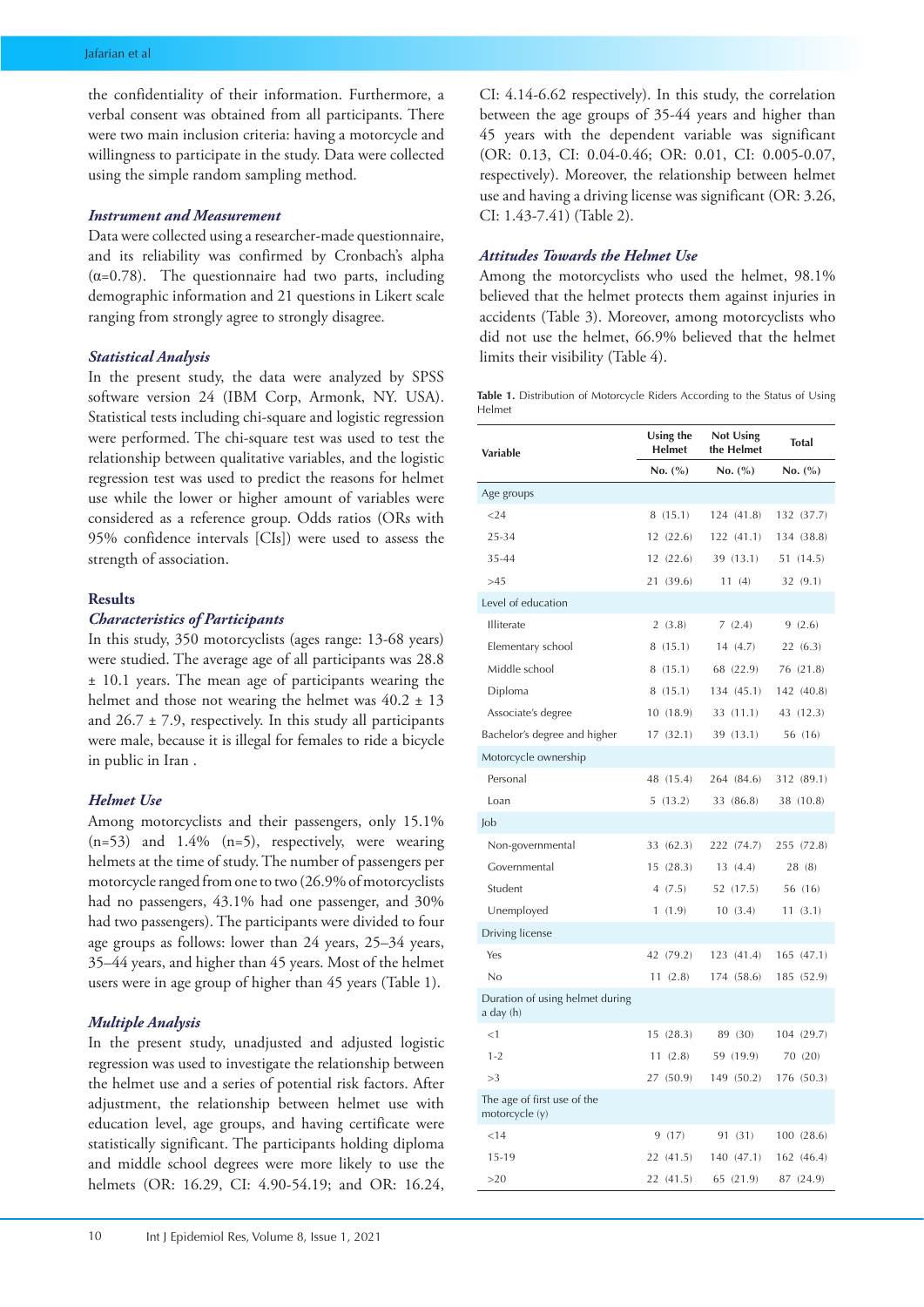the confidentiality of their information. Furthermore, a verbal consent was obtained from all participants. There were two main inclusion criteria: having a motorcycle and willingness to participate in the study. Data were collected using the simple random sampling method.

### *Instrument and Measurement*

Data were collected using a researcher-made questionnaire, and its reliability was confirmed by Cronbach's alpha (α=0.78). The questionnaire had two parts, including demographic information and 21 questions in Likert scale ranging from strongly agree to strongly disagree.

### *Statistical Analysis*

In the present study, the data were analyzed by SPSS software version 24 (IBM Corp, Armonk, NY. USA). Statistical tests including chi-square and logistic regression were performed. The chi-square test was used to test the relationship between qualitative variables, and the logistic regression test was used to predict the reasons for helmet use while the lower or higher amount of variables were considered as a reference group. Odds ratios (ORs with 95% confidence intervals [CIs]) were used to assess the strength of association.

## Results

### *Characteristics of Participants*

In this study, 350 motorcyclists (ages range: 13-68 years) were studied. The average age of all participants was 28.8 ± 10.1 years. The mean age of participants wearing the helmet and those not wearing the helmet was 40.2 ± 13 and 26.7 ± 7.9, respectively. In this study all participants were male, because it is illegal for females to ride a bicycle in public in Iran .

### *Helmet Use*

Among motorcyclists and their passengers, only 15.1% (n=53) and 1.4% (n=5), respectively, were wearing helmets at the time of study. The number of passengers per motorcycle ranged from one to two (26.9% of motorcyclists had no passengers, 43.1% had one passenger, and 30% had two passengers). The participants were divided to four age groups as follows: lower than 24 years, 25–34 years, 35–44 years, and higher than 45 years. Most of the helmet users were in age group of higher than 45 years (Table 1).

### *Multiple Analysis*

In the present study, unadjusted and adjusted logistic regression was used to investigate the relationship between the helmet use and a series of potential risk factors. After adjustment, the relationship between helmet use with education level, age groups, and having certificate were statistically significant. The participants holding diploma and middle school degrees were more likely to use the helmets (OR: 16.29, CI: 4.90-54.19; and OR: 16.24, CI: 4.14-6.62 respectively). In this study, the correlation between the age groups of 35-44 years and higher than 45 years with the dependent variable was significant (OR: 0.13, CI: 0.04-0.46; OR: 0.01, CI: 0.005-0.07, respectively). Moreover, the relationship between helmet use and having a driving license was significant (OR: 3.26, CI: 1.43-7.41) (Table 2).

### *Attitudes Towards the Helmet Use*

Among the motorcyclists who used the helmet, 98.1% believed that the helmet protects them against injuries in accidents (Table 3). Moreover, among motorcyclists who did not use the helmet, 66.9% believed that the helmet limits their visibility (Table 4).

**Table 1.** Distribution of Motorcycle Riders According to the Status of Using Helmet

| Variable | Using the Helmet | Not Using the Helmet | Total |
|---|---|---|---|
| | No. (%) | No. (%) | No. (%) |
| Age groups | | | |
| <24 | 8 (15.1) | 124 (41.8) | 132 (37.7) |
| 25-34 | 12 (22.6) | 122 (41.1) | 134 (38.8) |
| 35-44 | 12 (22.6) | 39 (13.1) | 51 (14.5) |
| >45 | 21 (39.6) | 11 (4) | 32 (9.1) |
| Level of education | | | |
| Illiterate | 2 (3.8) | 7 (2.4) | 9 (2.6) |
| Elementary school | 8 (15.1) | 14 (4.7) | 22 (6.3) |
| Middle school | 8 (15.1) | 68 (22.9) | 76 (21.8) |
| Diploma | 8 (15.1) | 134 (45.1) | 142 (40.8) |
| Associate's degree | 10 (18.9) | 33 (11.1) | 43 (12.3) |
| Bachelor's degree and higher | 17 (32.1) | 39 (13.1) | 56 (16) |
| Motorcycle ownership | | | |
| Personal | 48 (15.4) | 264 (84.6) | 312 (89.1) |
| Loan | 5 (13.2) | 33 (86.8) | 38 (10.8) |
| Job | | | |
| Non-governmental | 33 (62.3) | 222 (74.7) | 255 (72.8) |
| Governmental | 15 (28.3) | 13 (4.4) | 28 (8) |
| Student | 4 (7.5) | 52 (17.5) | 56 (16) |
| Unemployed | 1 (1.9) | 10 (3.4) | 11 (3.1) |
| Driving license | | | |
| Yes | 42 (79.2) | 123 (41.4) | 165 (47.1) |
| No | 11 (2.8) | 174 (58.6) | 185 (52.9) |
| Duration of using helmet during a day (h) | | | |
| <1 | 15 (28.3) | 89 (30) | 104 (29.7) |
| 1-2 | 11 (2.8) | 59 (19.9) | 70 (20) |
| >3 | 27 (50.9) | 149 (50.2) | 176 (50.3) |
| The age of first use of the motorcycle (y) | | | |
| <14 | 9 (17) | 91 (31) | 100 (28.6) |
| 15-19 | 22 (41.5) | 140 (47.1) | 162 (46.4) |
| >20 | 22 (41.5) | 65 (21.9) | 87 (24.9) |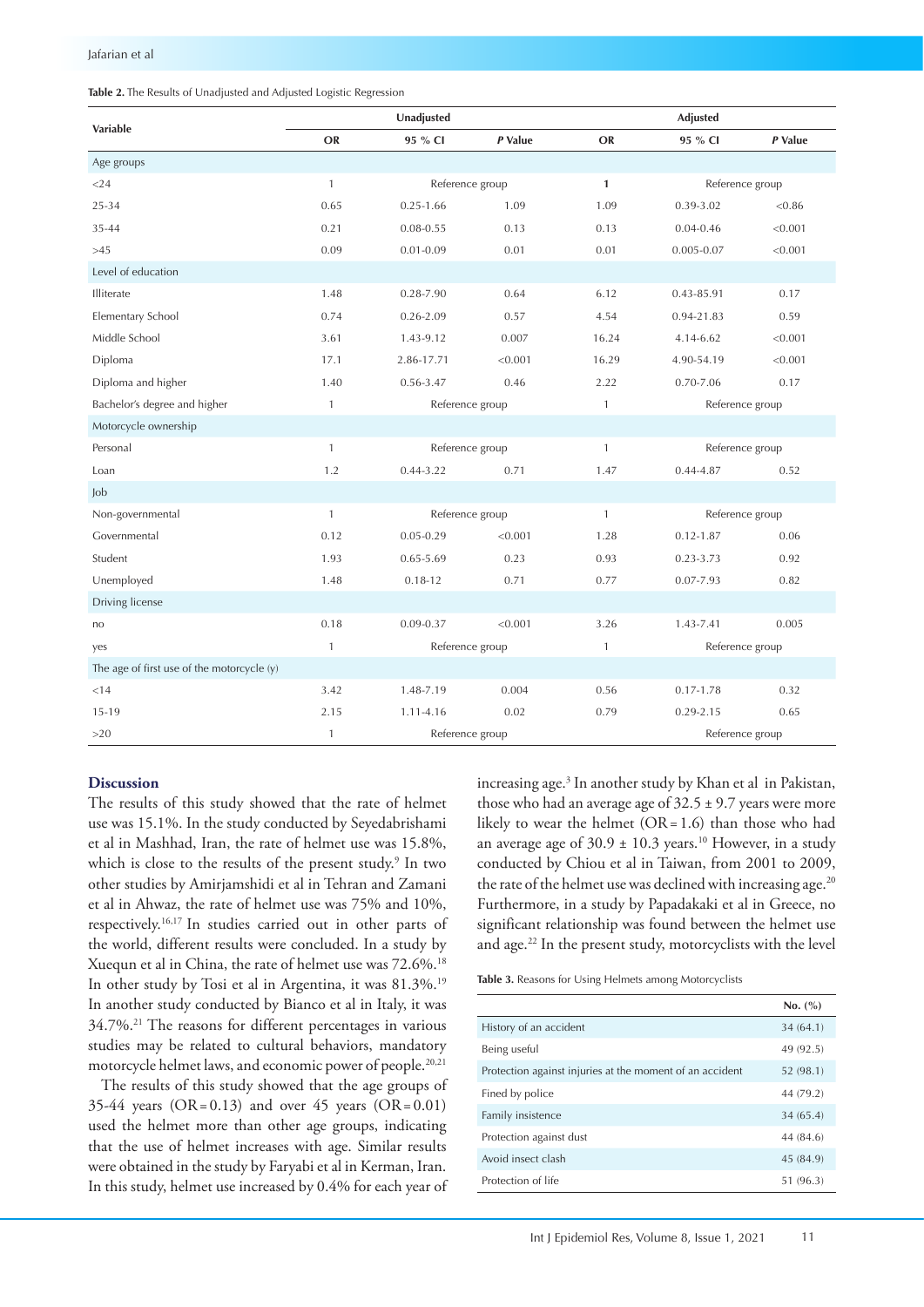**Table 2.** The Results of Unadjusted and Adjusted Logistic Regression

| Variable | Unadjusted | | | Adjusted | | |
|---|---|---|---|---|---|---|
| | OR | 95 % CI | *P* Value | OR | 95 % CI | *P* Value |
| Age groups | | | | | | |
| <24 | 1 | Reference group | | **1** | Reference group | |
| 25-34 | 0.65 | 0.25-1.66 | 1.09 | 1.09 | 0.39-3.02 | <0.86 |
| 35-44 | 0.21 | 0.08-0.55 | 0.13 | 0.13 | 0.04-0.46 | <0.001 |
| >45 | 0.09 | 0.01-0.09 | 0.01 | 0.01 | 0.005-0.07 | <0.001 |
| Level of education | | | | | | |
| Illiterate | 1.48 | 0.28-7.90 | 0.64 | 6.12 | 0.43-85.91 | 0.17 |
| Elementary School | 0.74 | 0.26-2.09 | 0.57 | 4.54 | 0.94-21.83 | 0.59 |
| Middle School | 3.61 | 1.43-9.12 | 0.007 | 16.24 | 4.14-6.62 | <0.001 |
| Diploma | 17.1 | 2.86-17.71 | <0.001 | 16.29 | 4.90-54.19 | <0.001 |
| Diploma and higher | 1.40 | 0.56-3.47 | 0.46 | 2.22 | 0.70-7.06 | 0.17 |
| Bachelor's degree and higher | 1 | Reference group | | 1 | Reference group | |
| Motorcycle ownership | | | | | | |
| Personal | 1 | Reference group | | 1 | Reference group | |
| Loan | 1.2 | 0.44-3.22 | 0.71 | 1.47 | 0.44-4.87 | 0.52 |
| Job | | | | | | |
| Non-governmental | 1 | Reference group | | 1 | Reference group | |
| Governmental | 0.12 | 0.05-0.29 | <0.001 | 1.28 | 0.12-1.87 | 0.06 |
| Student | 1.93 | 0.65-5.69 | 0.23 | 0.93 | 0.23-3.73 | 0.92 |
| Unemployed | 1.48 | 0.18-12 | 0.71 | 0.77 | 0.07-7.93 | 0.82 |
| Driving license | | | | | | |
| no | 0.18 | 0.09-0.37 | <0.001 | 3.26 | 1.43-7.41 | 0.005 |
| yes | 1 | Reference group | | 1 | Reference group | |
| The age of first use of the motorcycle (y) | | | | | | |
| <14 | 3.42 | 1.48-7.19 | 0.004 | 0.56 | 0.17-1.78 | 0.32 |
| 15-19 | 2.15 | 1.11-4.16 | 0.02 | 0.79 | 0.29-2.15 | 0.65 |
| >20 | 1 | Reference group | | | Reference group | |

## Discussion

The results of this study showed that the rate of helmet use was 15.1%. In the study conducted by Seyedabrishami et al in Mashhad, Iran, the rate of helmet use was 15.8%, which is close to the results of the present study.[9] In two other studies by Amirjamshidi et al in Tehran and Zamani et al in Ahwaz, the rate of helmet use was 75% and 10%, respectively.[16,17] In studies carried out in other parts of the world, different results were concluded. In a study by Xuequn et al in China, the rate of helmet use was 72.6%.[18] In other study by Tosi et al in Argentina, it was 81.3%.[19] In another study conducted by Bianco et al in Italy, it was 34.7%.[21] The reasons for different percentages in various studies may be related to cultural behaviors, mandatory motorcycle helmet laws, and economic power of people.[20,21]

The results of this study showed that the age groups of 35-44 years (OR = 0.13) and over 45 years (OR = 0.01) used the helmet more than other age groups, indicating that the use of helmet increases with age. Similar results were obtained in the study by Faryabi et al in Kerman, Iran. In this study, helmet use increased by 0.4% for each year of increasing age.[3] In another study by Khan et al in Pakistan, those who had an average age of 32.5 ± 9.7 years were more likely to wear the helmet (OR = 1.6) than those who had an average age of 30.9 ± 10.3 years.[10] However, in a study conducted by Chiou et al in Taiwan, from 2001 to 2009, the rate of the helmet use was declined with increasing age.[20] Furthermore, in a study by Papadakaki et al in Greece, no significant relationship was found between the helmet use and age.[22] In the present study, motorcyclists with the level

**Table 3.** Reasons for Using Helmets among Motorcyclists

| | No. (%) |
|---|---|
| History of an accident | 34 (64.1) |
| Being useful | 49 (92.5) |
| Protection against injuries at the moment of an accident | 52 (98.1) |
| Fined by police | 44 (79.2) |
| Family insistence | 34 (65.4) |
| Protection against dust | 44 (84.6) |
| Avoid insect clash | 45 (84.9) |
| Protection of life | 51 (96.3) |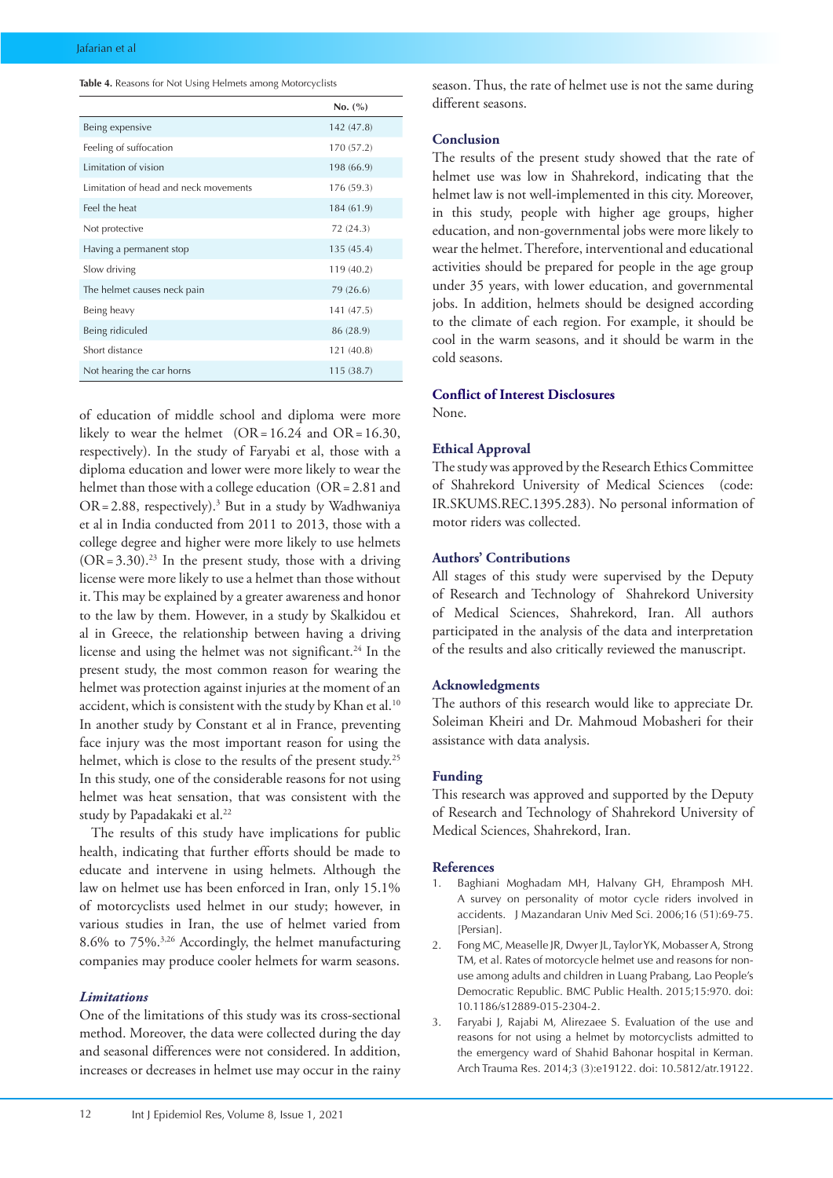**Table 4.** Reasons for Not Using Helmets among Motorcyclists

| | No. (%) |
|---|---|
| Being expensive | 142 (47.8) |
| Feeling of suffocation | 170 (57.2) |
| Limitation of vision | 198 (66.9) |
| Limitation of head and neck movements | 176 (59.3) |
| Feel the heat | 184 (61.9) |
| Not protective | 72 (24.3) |
| Having a permanent stop | 135 (45.4) |
| Slow driving | 119 (40.2) |
| The helmet causes neck pain | 79 (26.6) |
| Being heavy | 141 (47.5) |
| Being ridiculed | 86 (28.9) |
| Short distance | 121 (40.8) |
| Not hearing the car horns | 115 (38.7) |

of education of middle school and diploma were more likely to wear the helmet (OR = 16.24 and OR = 16.30, respectively). In the study of Faryabi et al, those with a diploma education and lower were more likely to wear the helmet than those with a college education (OR = 2.81 and OR = 2.88, respectively).[3] But in a study by Wadhwaniya et al in India conducted from 2011 to 2013, those with a college degree and higher were more likely to use helmets (OR = 3.30).[23] In the present study, those with a driving license were more likely to use a helmet than those without it. This may be explained by a greater awareness and honor to the law by them. However, in a study by Skalkidou et al in Greece, the relationship between having a driving license and using the helmet was not significant.[24] In the present study, the most common reason for wearing the helmet was protection against injuries at the moment of an accident, which is consistent with the study by Khan et al.[10] In another study by Constant et al in France, preventing face injury was the most important reason for using the helmet, which is close to the results of the present study.[25] In this study, one of the considerable reasons for not using helmet was heat sensation, that was consistent with the study by Papadakaki et al.[22]

The results of this study have implications for public health, indicating that further efforts should be made to educate and intervene in using helmets. Although the law on helmet use has been enforced in Iran, only 15.1% of motorcyclists used helmet in our study; however, in various studies in Iran, the use of helmet varied from 8.6% to 75%.[3,26] Accordingly, the helmet manufacturing companies may produce cooler helmets for warm seasons.

### *Limitations*

One of the limitations of this study was its cross-sectional method. Moreover, the data were collected during the day and seasonal differences were not considered. In addition, increases or decreases in helmet use may occur in the rainy season. Thus, the rate of helmet use is not the same during different seasons.

## Conclusion

The results of the present study showed that the rate of helmet use was low in Shahrekord, indicating that the helmet law is not well-implemented in this city. Moreover, in this study, people with higher age groups, higher education, and non-governmental jobs were more likely to wear the helmet. Therefore, interventional and educational activities should be prepared for people in the age group under 35 years, with lower education, and governmental jobs. In addition, helmets should be designed according to the climate of each region. For example, it should be cool in the warm seasons, and it should be warm in the cold seasons.

## Conflict of Interest Disclosures

None.

## Ethical Approval

The study was approved by the Research Ethics Committee of Shahrekord University of Medical Sciences (code: IR.SKUMS.REC.1395.283). No personal information of motor riders was collected.

## Authors' Contributions

All stages of this study were supervised by the Deputy of Research and Technology of Shahrekord University of Medical Sciences, Shahrekord, Iran. All authors participated in the analysis of the data and interpretation of the results and also critically reviewed the manuscript.

## Acknowledgments

The authors of this research would like to appreciate Dr. Soleiman Kheiri and Dr. Mahmoud Mobasheri for their assistance with data analysis.

## Funding

This research was approved and supported by the Deputy of Research and Technology of Shahrekord University of Medical Sciences, Shahrekord, Iran.

## References

1. Baghiani Moghadam MH, Halvany GH, Ehramposh MH. A survey on personality of motor cycle riders involved in accidents. J Mazandaran Univ Med Sci. 2006;16 (51):69-75. [Persian].
2. Fong MC, Measelle JR, Dwyer JL, Taylor YK, Mobasser A, Strong TM, et al. Rates of motorcycle helmet use and reasons for non-use among adults and children in Luang Prabang, Lao People's Democratic Republic. BMC Public Health. 2015;15:970. doi: 10.1186/s12889-015-2304-2.
3. Faryabi J, Rajabi M, Alirezaee S. Evaluation of the use and reasons for not using a helmet by motorcyclists admitted to the emergency ward of Shahid Bahonar hospital in Kerman. Arch Trauma Res. 2014;3 (3):e19122. doi: 10.5812/atr.19122.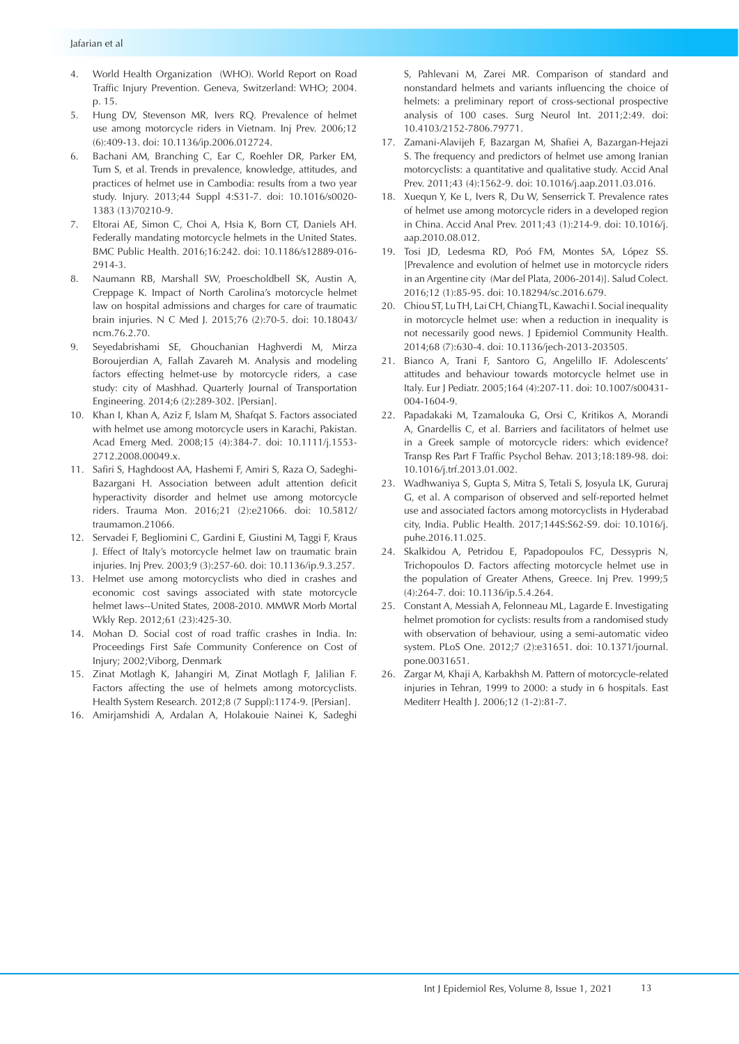4. World Health Organization (WHO). World Report on Road Traffic Injury Prevention. Geneva, Switzerland: WHO; 2004. p. 15.
5. Hung DV, Stevenson MR, Ivers RQ. Prevalence of helmet use among motorcycle riders in Vietnam. Inj Prev. 2006;12 (6):409-13. doi: 10.1136/ip.2006.012724.
6. Bachani AM, Branching C, Ear C, Roehler DR, Parker EM, Tum S, et al. Trends in prevalence, knowledge, attitudes, and practices of helmet use in Cambodia: results from a two year study. Injury. 2013;44 Suppl 4:S31-7. doi: 10.1016/s0020-1383 (13)70210-9.
7. Eltorai AE, Simon C, Choi A, Hsia K, Born CT, Daniels AH. Federally mandating motorcycle helmets in the United States. BMC Public Health. 2016;16:242. doi: 10.1186/s12889-016-2914-3.
8. Naumann RB, Marshall SW, Proescholdbell SK, Austin A, Creppage K. Impact of North Carolina's motorcycle helmet law on hospital admissions and charges for care of traumatic brain injuries. N C Med J. 2015;76 (2):70-5. doi: 10.18043/ncm.76.2.70.
9. Seyedabrishami SE, Ghouchanian Haghverdi M, Mirza Boroujerdian A, Fallah Zavareh M. Analysis and modeling factors effecting helmet-use by motorcycle riders, a case study: city of Mashhad. Quarterly Journal of Transportation Engineering. 2014;6 (2):289-302. [Persian].
10. Khan I, Khan A, Aziz F, Islam M, Shafqat S. Factors associated with helmet use among motorcycle users in Karachi, Pakistan. Acad Emerg Med. 2008;15 (4):384-7. doi: 10.1111/j.1553-2712.2008.00049.x.
11. Safiri S, Haghdoost AA, Hashemi F, Amiri S, Raza O, Sadeghi-Bazargani H. Association between adult attention deficit hyperactivity disorder and helmet use among motorcycle riders. Trauma Mon. 2016;21 (2):e21066. doi: 10.5812/traumamon.21066.
12. Servadei F, Begliomini C, Gardini E, Giustini M, Taggi F, Kraus J. Effect of Italy's motorcycle helmet law on traumatic brain injuries. Inj Prev. 2003;9 (3):257-60. doi: 10.1136/ip.9.3.257.
13. Helmet use among motorcyclists who died in crashes and economic cost savings associated with state motorcycle helmet laws--United States, 2008-2010. MMWR Morb Mortal Wkly Rep. 2012;61 (23):425-30.
14. Mohan D. Social cost of road traffic crashes in India. In: Proceedings First Safe Community Conference on Cost of Injury; 2002;Viborg, Denmark
15. Zinat Motlagh K, Jahangiri M, Zinat Motlagh F, Jalilian F. Factors affecting the use of helmets among motorcyclists. Health System Research. 2012;8 (7 Suppl):1174-9. [Persian].
16. Amirjamshidi A, Ardalan A, Holakouie Nainei K, Sadeghi S, Pahlevani M, Zarei MR. Comparison of standard and nonstandard helmets and variants influencing the choice of helmets: a preliminary report of cross-sectional prospective analysis of 100 cases. Surg Neurol Int. 2011;2:49. doi: 10.4103/2152-7806.79771.
17. Zamani-Alavijeh F, Bazargan M, Shafiei A, Bazargan-Hejazi S. The frequency and predictors of helmet use among Iranian motorcyclists: a quantitative and qualitative study. Accid Anal Prev. 2011;43 (4):1562-9. doi: 10.1016/j.aap.2011.03.016.
18. Xuequn Y, Ke L, Ivers R, Du W, Senserrick T. Prevalence rates of helmet use among motorcycle riders in a developed region in China. Accid Anal Prev. 2011;43 (1):214-9. doi: 10.1016/j.aap.2010.08.012.
19. Tosi JD, Ledesma RD, Poó FM, Montes SA, López SS. [Prevalence and evolution of helmet use in motorcycle riders in an Argentine city (Mar del Plata, 2006-2014)]. Salud Colect. 2016;12 (1):85-95. doi: 10.18294/sc.2016.679.
20. Chiou ST, Lu TH, Lai CH, Chiang TL, Kawachi I. Social inequality in motorcycle helmet use: when a reduction in inequality is not necessarily good news. J Epidemiol Community Health. 2014;68 (7):630-4. doi: 10.1136/jech-2013-203505.
21. Bianco A, Trani F, Santoro G, Angelillo IF. Adolescents' attitudes and behaviour towards motorcycle helmet use in Italy. Eur J Pediatr. 2005;164 (4):207-11. doi: 10.1007/s00431-004-1604-9.
22. Papadakaki M, Tzamalouka G, Orsi C, Kritikos A, Morandi A, Gnardellis C, et al. Barriers and facilitators of helmet use in a Greek sample of motorcycle riders: which evidence? Transp Res Part F Traffic Psychol Behav. 2013;18:189-98. doi: 10.1016/j.trf.2013.01.002.
23. Wadhwaniya S, Gupta S, Mitra S, Tetali S, Josyula LK, Gururaj G, et al. A comparison of observed and self-reported helmet use and associated factors among motorcyclists in Hyderabad city, India. Public Health. 2017;144S:S62-S9. doi: 10.1016/j.puhe.2016.11.025.
24. Skalkidou A, Petridou E, Papadopoulos FC, Dessypris N, Trichopoulos D. Factors affecting motorcycle helmet use in the population of Greater Athens, Greece. Inj Prev. 1999;5 (4):264-7. doi: 10.1136/ip.5.4.264.
25. Constant A, Messiah A, Felonneau ML, Lagarde E. Investigating helmet promotion for cyclists: results from a randomised study with observation of behaviour, using a semi-automatic video system. PLoS One. 2012;7 (2):e31651. doi: 10.1371/journal.pone.0031651.
26. Zargar M, Khaji A, Karbakhsh M. Pattern of motorcycle-related injuries in Tehran, 1999 to 2000: a study in 6 hospitals. East Mediterr Health J. 2006;12 (1-2):81-7.